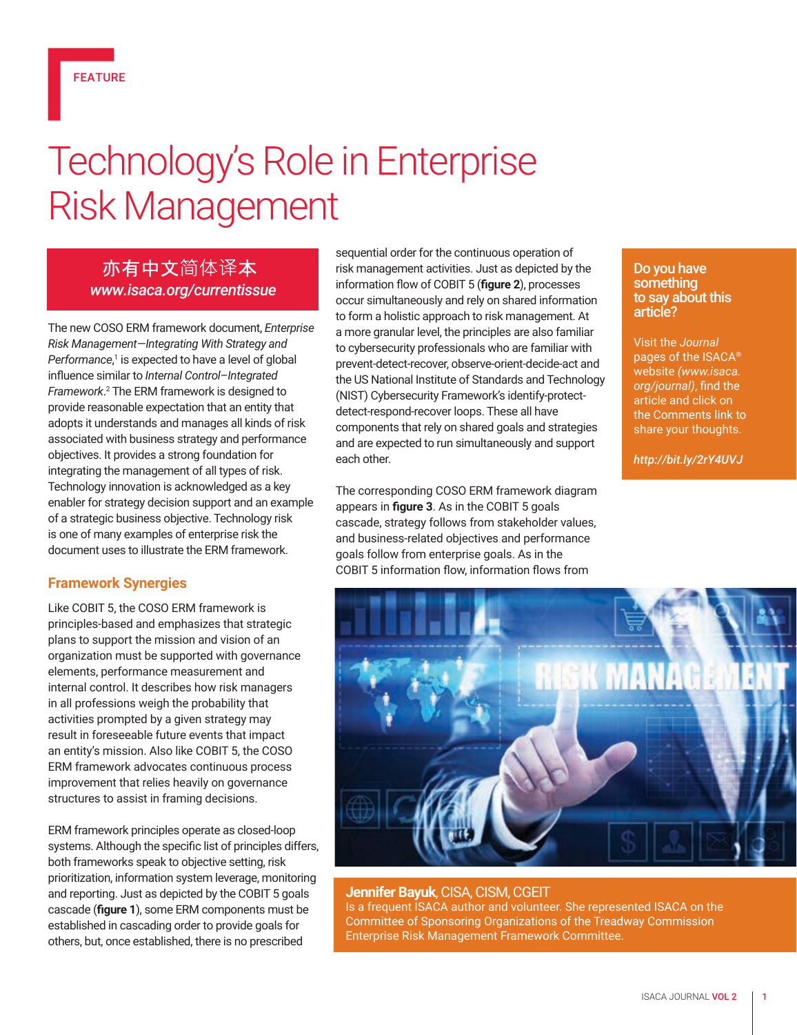FEATURE

# Technology's Role in Enterprise Risk Management

亦有中文简体译本
*www.isaca.org/currentissue*

The new COSO ERM framework document, *Enterprise Risk Management—Integrating With Strategy and Performance*,[1] is expected to have a level of global influence similar to *Internal Control–Integrated Framework*.[2] The ERM framework is designed to provide reasonable expectation that an entity that adopts it understands and manages all kinds of risk associated with business strategy and performance objectives. It provides a strong foundation for integrating the management of all types of risk. Technology innovation is acknowledged as a key enabler for strategy decision support and an example of a strategic business objective. Technology risk is one of many examples of enterprise risk the document uses to illustrate the ERM framework.

## Framework Synergies

Like COBIT 5, the COSO ERM framework is principles-based and emphasizes that strategic plans to support the mission and vision of an organization must be supported with governance elements, performance measurement and internal control. It describes how risk managers in all professions weigh the probability that activities prompted by a given strategy may result in foreseeable future events that impact an entity's mission. Also like COBIT 5, the COSO ERM framework advocates continuous process improvement that relies heavily on governance structures to assist in framing decisions.

ERM framework principles operate as closed-loop systems. Although the specific list of principles differs, both frameworks speak to objective setting, risk prioritization, information system leverage, monitoring and reporting. Just as depicted by the COBIT 5 goals cascade (**figure 1**), some ERM components must be established in cascading order to provide goals for others, but, once established, there is no prescribed sequential order for the continuous operation of risk management activities. Just as depicted by the information flow of COBIT 5 (**figure 2**), processes occur simultaneously and rely on shared information to form a holistic approach to risk management. At a more granular level, the principles are also familiar to cybersecurity professionals who are familiar with prevent-detect-recover, observe-orient-decide-act and the US National Institute of Standards and Technology (NIST) Cybersecurity Framework's identify-protect-detect-respond-recover loops. These all have components that rely on shared goals and strategies and are expected to run simultaneously and support each other.

The corresponding COSO ERM framework diagram appears in **figure 3**. As in the COBIT 5 goals cascade, strategy follows from stakeholder values, and business-related objectives and performance goals follow from enterprise goals. As in the COBIT 5 information flow, information flows from

**Do you have something to say about this article?**

Visit the *Journal* pages of the ISACA® website *(www.isaca.org/journal)*, find the article and click on the Comments link to share your thoughts.

*http://bit.ly/2rY4UVJ*

**Jennifer Bayuk**, CISA, CISM, CGEIT
Is a frequent ISACA author and volunteer. She represented ISACA on the Committee of Sponsoring Organizations of the Treadway Commission Enterprise Risk Management Framework Committee.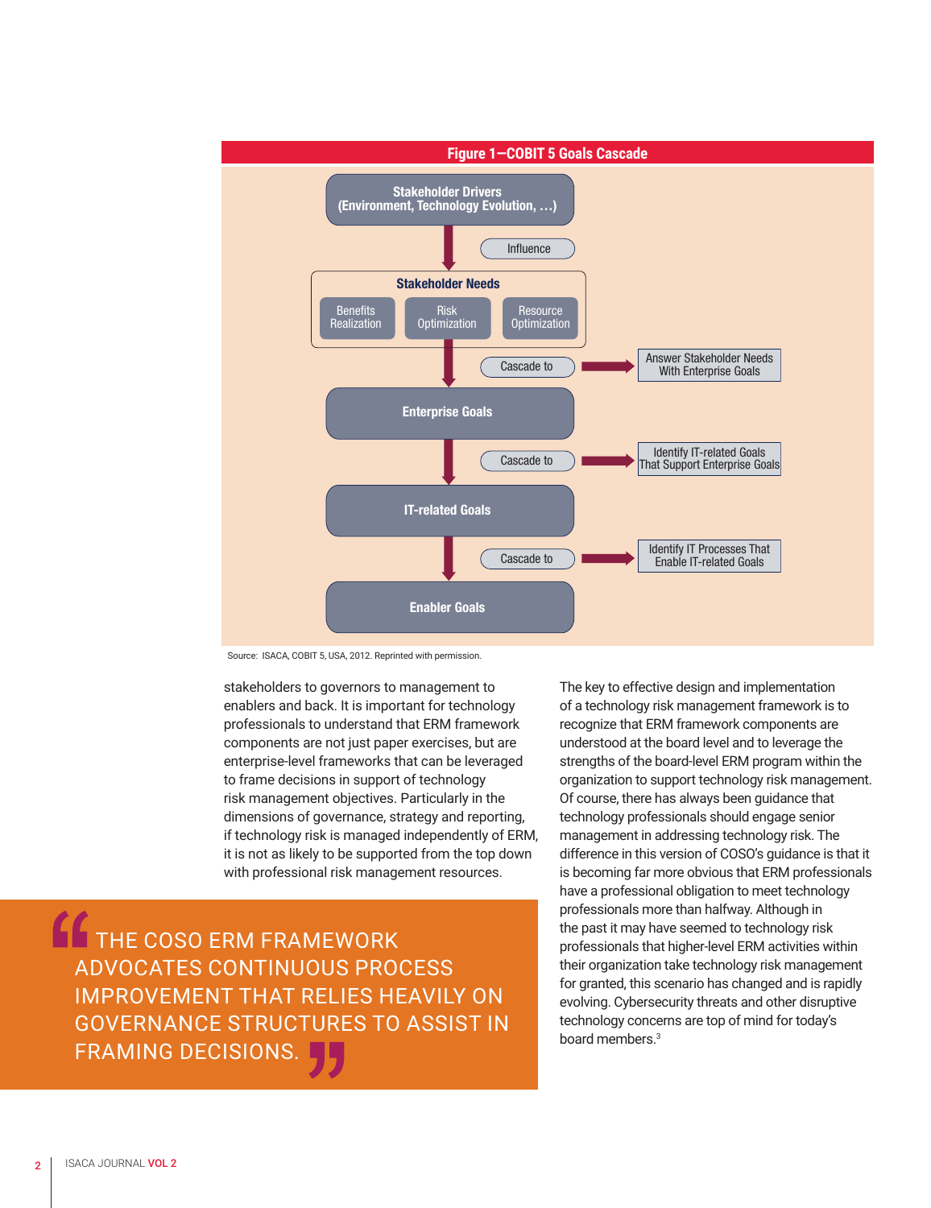**Figure 1—COBIT 5 Goals Cascade**

Stakeholder Drivers (Environment, Technology Evolution, …)

↓ Influence

**Stakeholder Needs**: Benefits Realization | Risk Optimization | Resource Optimization

↓ Cascade to → Answer Stakeholder Needs With Enterprise Goals

**Enterprise Goals**

↓ Cascade to → Identify IT-related Goals That Support Enterprise Goals

**IT-related Goals**

↓ Cascade to → Identify IT Processes That Enable IT-related Goals

**Enabler Goals**

Source: ISACA, COBIT 5, USA, 2012. Reprinted with permission.

stakeholders to governors to management to enablers and back. It is important for technology professionals to understand that ERM framework components are not just paper exercises, but are enterprise-level frameworks that can be leveraged to frame decisions in support of technology risk management objectives. Particularly in the dimensions of governance, strategy and reporting, if technology risk is managed independently of ERM, it is not as likely to be supported from the top down with professional risk management resources.

> THE COSO ERM FRAMEWORK ADVOCATES CONTINUOUS PROCESS IMPROVEMENT THAT RELIES HEAVILY ON GOVERNANCE STRUCTURES TO ASSIST IN FRAMING DECISIONS.

The key to effective design and implementation of a technology risk management framework is to recognize that ERM framework components are understood at the board level and to leverage the strengths of the board-level ERM program within the organization to support technology risk management. Of course, there has always been guidance that technology professionals should engage senior management in addressing technology risk. The difference in this version of COSO's guidance is that it is becoming far more obvious that ERM professionals have a professional obligation to meet technology professionals more than halfway. Although in the past it may have seemed to technology risk professionals that higher-level ERM activities within their organization take technology risk management for granted, this scenario has changed and is rapidly evolving. Cybersecurity threats and other disruptive technology concerns are top of mind for today's board members.[3]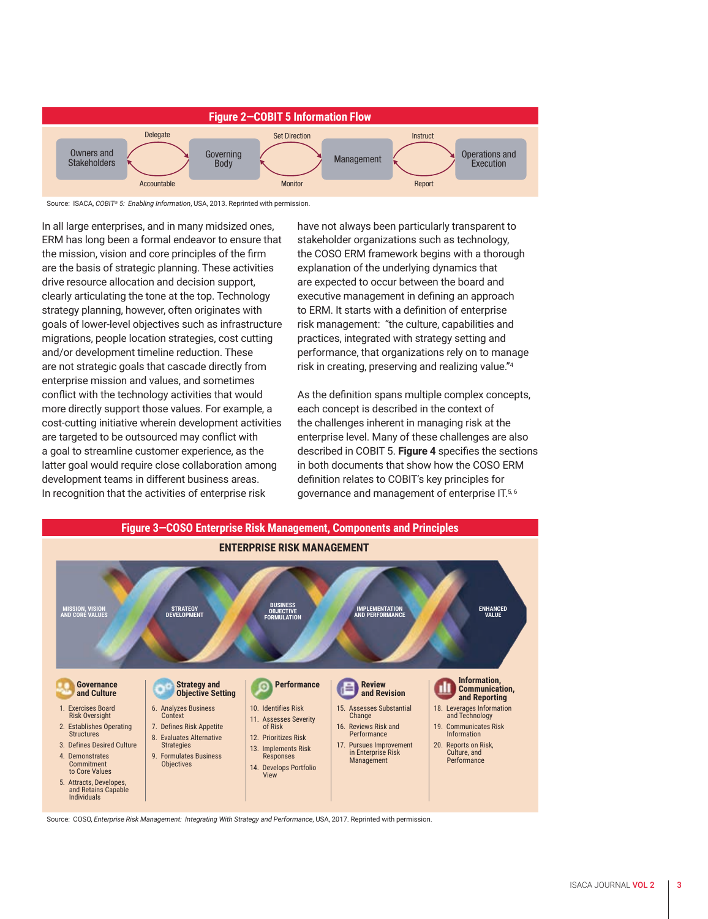**Figure 2—COBIT 5 Information Flow**

Owners and Stakeholders — Delegate / Accountable — Governing Body — Set Direction / Monitor — Management — Instruct / Report — Operations and Execution

Source: ISACA, *COBIT® 5: Enabling Information*, USA, 2013. Reprinted with permission.

In all large enterprises, and in many midsized ones, ERM has long been a formal endeavor to ensure that the mission, vision and core principles of the firm are the basis of strategic planning. These activities drive resource allocation and decision support, clearly articulating the tone at the top. Technology strategy planning, however, often originates with goals of lower-level objectives such as infrastructure migrations, people location strategies, cost cutting and/or development timeline reduction. These are not strategic goals that cascade directly from enterprise mission and values, and sometimes conflict with the technology activities that would more directly support those values. For example, a cost-cutting initiative wherein development activities are targeted to be outsourced may conflict with a goal to streamline customer experience, as the latter goal would require close collaboration among development teams in different business areas. In recognition that the activities of enterprise risk have not always been particularly transparent to stakeholder organizations such as technology, the COSO ERM framework begins with a thorough explanation of the underlying dynamics that are expected to occur between the board and executive management in defining an approach to ERM. It starts with a definition of enterprise risk management: "the culture, capabilities and practices, integrated with strategy setting and performance, that organizations rely on to manage risk in creating, preserving and realizing value."[4]

As the definition spans multiple complex concepts, each concept is described in the context of the challenges inherent in managing risk at the enterprise level. Many of these challenges are also described in COBIT 5. **Figure 4** specifies the sections in both documents that show how the COSO ERM definition relates to COBIT's key principles for governance and management of enterprise IT.[5, 6]

**Figure 3—COSO Enterprise Risk Management, Components and Principles**

**ENTERPRISE RISK MANAGEMENT**

MISSION, VISION AND CORE VALUES → STRATEGY DEVELOPMENT → BUSINESS OBJECTIVE FORMULATION → IMPLEMENTATION AND PERFORMANCE → ENHANCED VALUE

**Governance and Culture**
1. Exercises Board Risk Oversight
2. Establishes Operating Structures
3. Defines Desired Culture
4. Demonstrates Commitment to Core Values
5. Attracts, Developes, and Retains Capable Individuals

**Strategy and Objective Setting**
6. Analyzes Business Context
7. Defines Risk Appetite
8. Evaluates Alternative Strategies
9. Formulates Business Objectives

**Performance**
10. Identifies Risk
11. Assesses Severity of Risk
12. Prioritizes Risk
13. Implements Risk Responses
14. Develops Portfolio View

**Review and Revision**
15. Assesses Substantial Change
16. Reviews Risk and Performance
17. Pursues Improvement in Enterprise Risk Management

**Information, Communication, and Reporting**
18. Leverages Information and Technology
19. Communicates Risk Information
20. Reports on Risk, Culture, and Performance

Source: COSO, *Enterprise Risk Management: Integrating With Strategy and Performance*, USA, 2017. Reprinted with permission.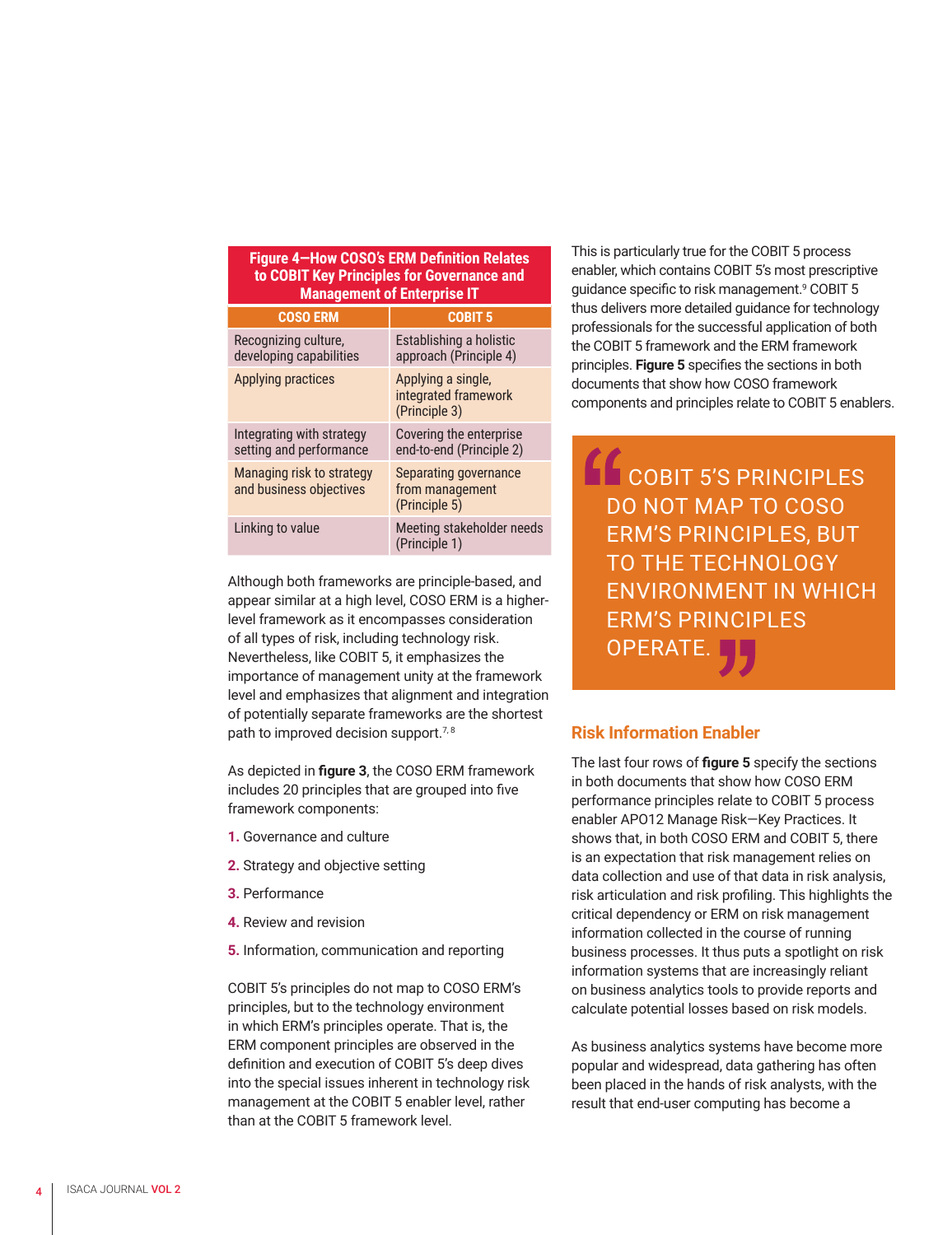**Figure 4—How COSO's ERM Definition Relates to COBIT Key Principles for Governance and Management of Enterprise IT**

| COSO ERM | COBIT 5 |
| --- | --- |
| Recognizing culture, developing capabilities | Establishing a holistic approach (Principle 4) |
| Applying practices | Applying a single, integrated framework (Principle 3) |
| Integrating with strategy setting and performance | Covering the enterprise end-to-end (Principle 2) |
| Managing risk to strategy and business objectives | Separating governance from management (Principle 5) |
| Linking to value | Meeting stakeholder needs (Principle 1) |

Although both frameworks are principle-based, and appear similar at a high level, COSO ERM is a higher-level framework as it encompasses consideration of all types of risk, including technology risk. Nevertheless, like COBIT 5, it emphasizes the importance of management unity at the framework level and emphasizes that alignment and integration of potentially separate frameworks are the shortest path to improved decision support.[7, 8]

As depicted in **figure 3**, the COSO ERM framework includes 20 principles that are grouped into five framework components:

1. Governance and culture
2. Strategy and objective setting
3. Performance
4. Review and revision
5. Information, communication and reporting

COBIT 5's principles do not map to COSO ERM's principles, but to the technology environment in which ERM's principles operate. That is, the ERM component principles are observed in the definition and execution of COBIT 5's deep dives into the special issues inherent in technology risk management at the COBIT 5 enabler level, rather than at the COBIT 5 framework level.

This is particularly true for the COBIT 5 process enabler, which contains COBIT 5's most prescriptive guidance specific to risk management.[9] COBIT 5 thus delivers more detailed guidance for technology professionals for the successful application of both the COBIT 5 framework and the ERM framework principles. **Figure 5** specifies the sections in both documents that show how COSO framework components and principles relate to COBIT 5 enablers.

> COBIT 5'S PRINCIPLES DO NOT MAP TO COSO ERM'S PRINCIPLES, BUT TO THE TECHNOLOGY ENVIRONMENT IN WHICH ERM'S PRINCIPLES OPERATE.

## Risk Information Enabler

The last four rows of **figure 5** specify the sections in both documents that show how COSO ERM performance principles relate to COBIT 5 process enabler APO12 Manage Risk—Key Practices. It shows that, in both COSO ERM and COBIT 5, there is an expectation that risk management relies on data collection and use of that data in risk analysis, risk articulation and risk profiling. This highlights the critical dependency or ERM on risk management information collected in the course of running business processes. It thus puts a spotlight on risk information systems that are increasingly reliant on business analytics tools to provide reports and calculate potential losses based on risk models.

As business analytics systems have become more popular and widespread, data gathering has often been placed in the hands of risk analysts, with the result that end-user computing has become a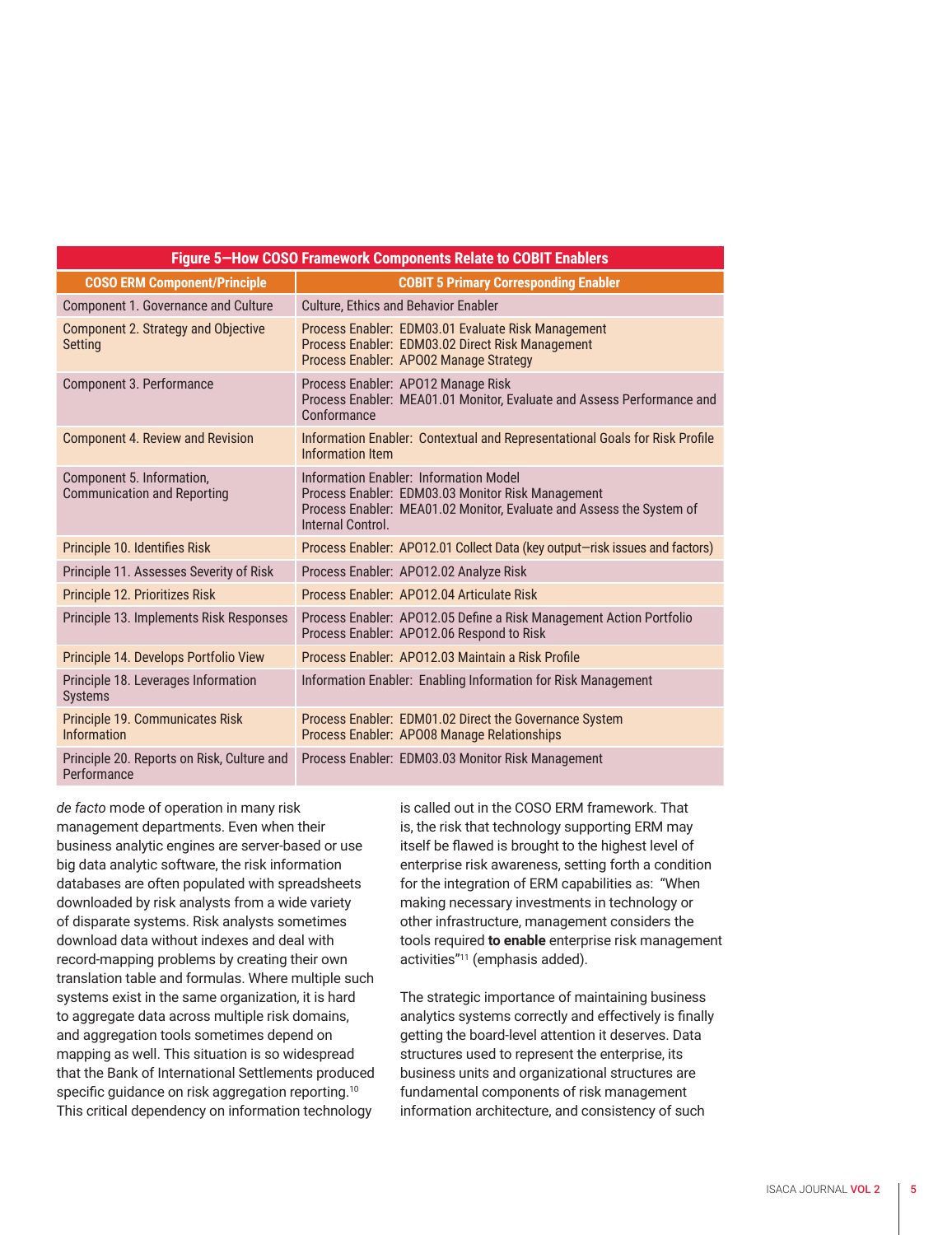**Figure 5—How COSO Framework Components Relate to COBIT Enablers**

| COSO ERM Component/Principle | COBIT 5 Primary Corresponding Enabler |
|---|---|
| Component 1. Governance and Culture | Culture, Ethics and Behavior Enabler |
| Component 2. Strategy and Objective Setting | Process Enabler: EDM03.01 Evaluate Risk Management<br>Process Enabler: EDM03.02 Direct Risk Management<br>Process Enabler: APO02 Manage Strategy |
| Component 3. Performance | Process Enabler: APO12 Manage Risk<br>Process Enabler: MEA01.01 Monitor, Evaluate and Assess Performance and Conformance |
| Component 4. Review and Revision | Information Enabler: Contextual and Representational Goals for Risk Profile Information Item |
| Component 5. Information, Communication and Reporting | Information Enabler: Information Model<br>Process Enabler: EDM03.03 Monitor Risk Management<br>Process Enabler: MEA01.02 Monitor, Evaluate and Assess the System of Internal Control. |
| Principle 10. Identifies Risk | Process Enabler: APO12.01 Collect Data (key output—risk issues and factors) |
| Principle 11. Assesses Severity of Risk | Process Enabler: APO12.02 Analyze Risk |
| Principle 12. Prioritizes Risk | Process Enabler: APO12.04 Articulate Risk |
| Principle 13. Implements Risk Responses | Process Enabler: APO12.05 Define a Risk Management Action Portfolio<br>Process Enabler: APO12.06 Respond to Risk |
| Principle 14. Develops Portfolio View | Process Enabler: APO12.03 Maintain a Risk Profile |
| Principle 18. Leverages Information Systems | Information Enabler: Enabling Information for Risk Management |
| Principle 19. Communicates Risk Information | Process Enabler: EDM01.02 Direct the Governance System<br>Process Enabler: APO08 Manage Relationships |
| Principle 20. Reports on Risk, Culture and Performance | Process Enabler: EDM03.03 Monitor Risk Management |

*de facto* mode of operation in many risk management departments. Even when their business analytic engines are server-based or use big data analytic software, the risk information databases are often populated with spreadsheets downloaded by risk analysts from a wide variety of disparate systems. Risk analysts sometimes download data without indexes and deal with record-mapping problems by creating their own translation table and formulas. Where multiple such systems exist in the same organization, it is hard to aggregate data across multiple risk domains, and aggregation tools sometimes depend on mapping as well. This situation is so widespread that the Bank of International Settlements produced specific guidance on risk aggregation reporting.[10] This critical dependency on information technology is called out in the COSO ERM framework. That is, the risk that technology supporting ERM may itself be flawed is brought to the highest level of enterprise risk awareness, setting forth a condition for the integration of ERM capabilities as: "When making necessary investments in technology or other infrastructure, management considers the tools required **to enable** enterprise risk management activities"[11] (emphasis added).

The strategic importance of maintaining business analytics systems correctly and effectively is finally getting the board-level attention it deserves. Data structures used to represent the enterprise, its business units and organizational structures are fundamental components of risk management information architecture, and consistency of such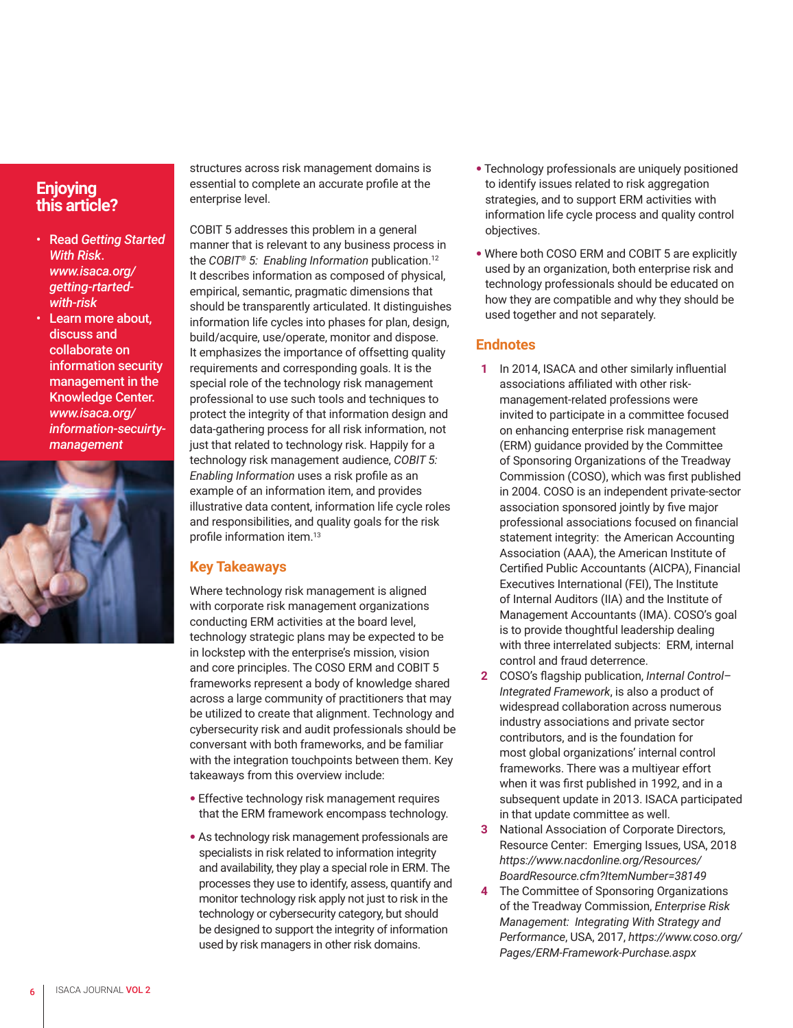## Enjoying this article?

- Read *Getting Started With Risk*. *www.isaca.org/getting-rtarted-with-risk*
- Learn more about, discuss and collaborate on information security management in the Knowledge Center. *www.isaca.org/information-secuirty-management*

structures across risk management domains is essential to complete an accurate profile at the enterprise level.

COBIT 5 addresses this problem in a general manner that is relevant to any business process in the *COBIT® 5: Enabling Information* publication.[12] It describes information as composed of physical, empirical, semantic, pragmatic dimensions that should be transparently articulated. It distinguishes information life cycles into phases for plan, design, build/acquire, use/operate, monitor and dispose. It emphasizes the importance of offsetting quality requirements and corresponding goals. It is the special role of the technology risk management professional to use such tools and techniques to protect the integrity of that information design and data-gathering process for all risk information, not just that related to technology risk. Happily for a technology risk management audience, *COBIT 5: Enabling Information* uses a risk profile as an example of an information item, and provides illustrative data content, information life cycle roles and responsibilities, and quality goals for the risk profile information item.[13]

## Key Takeaways

Where technology risk management is aligned with corporate risk management organizations conducting ERM activities at the board level, technology strategic plans may be expected to be in lockstep with the enterprise's mission, vision and core principles. The COSO ERM and COBIT 5 frameworks represent a body of knowledge shared across a large community of practitioners that may be utilized to create that alignment. Technology and cybersecurity risk and audit professionals should be conversant with both frameworks, and be familiar with the integration touchpoints between them. Key takeaways from this overview include:

- Effective technology risk management requires that the ERM framework encompass technology.
- As technology risk management professionals are specialists in risk related to information integrity and availability, they play a special role in ERM. The processes they use to identify, assess, quantify and monitor technology risk apply not just to risk in the technology or cybersecurity category, but should be designed to support the integrity of information used by risk managers in other risk domains.
- Technology professionals are uniquely positioned to identify issues related to risk aggregation strategies, and to support ERM activities with information life cycle process and quality control objectives.
- Where both COSO ERM and COBIT 5 are explicitly used by an organization, both enterprise risk and technology professionals should be educated on how they are compatible and why they should be used together and not separately.

## Endnotes

1. In 2014, ISACA and other similarly influential associations affiliated with other risk-management-related professions were invited to participate in a committee focused on enhancing enterprise risk management (ERM) guidance provided by the Committee of Sponsoring Organizations of the Treadway Commission (COSO), which was first published in 2004. COSO is an independent private-sector association sponsored jointly by five major professional associations focused on financial statement integrity: the American Accounting Association (AAA), the American Institute of Certified Public Accountants (AICPA), Financial Executives International (FEI), The Institute of Internal Auditors (IIA) and the Institute of Management Accountants (IMA). COSO's goal is to provide thoughtful leadership dealing with three interrelated subjects: ERM, internal control and fraud deterrence.
2. COSO's flagship publication, *Internal Control–Integrated Framework*, is also a product of widespread collaboration across numerous industry associations and private sector contributors, and is the foundation for most global organizations' internal control frameworks. There was a multiyear effort when it was first published in 1992, and in a subsequent update in 2013. ISACA participated in that update committee as well.
3. National Association of Corporate Directors, Resource Center: Emerging Issues, USA, 2018 *https://www.nacdonline.org/Resources/BoardResource.cfm?ItemNumber=38149*
4. The Committee of Sponsoring Organizations of the Treadway Commission, *Enterprise Risk Management: Integrating With Strategy and Performance*, USA, 2017, *https://www.coso.org/Pages/ERM-Framework-Purchase.aspx*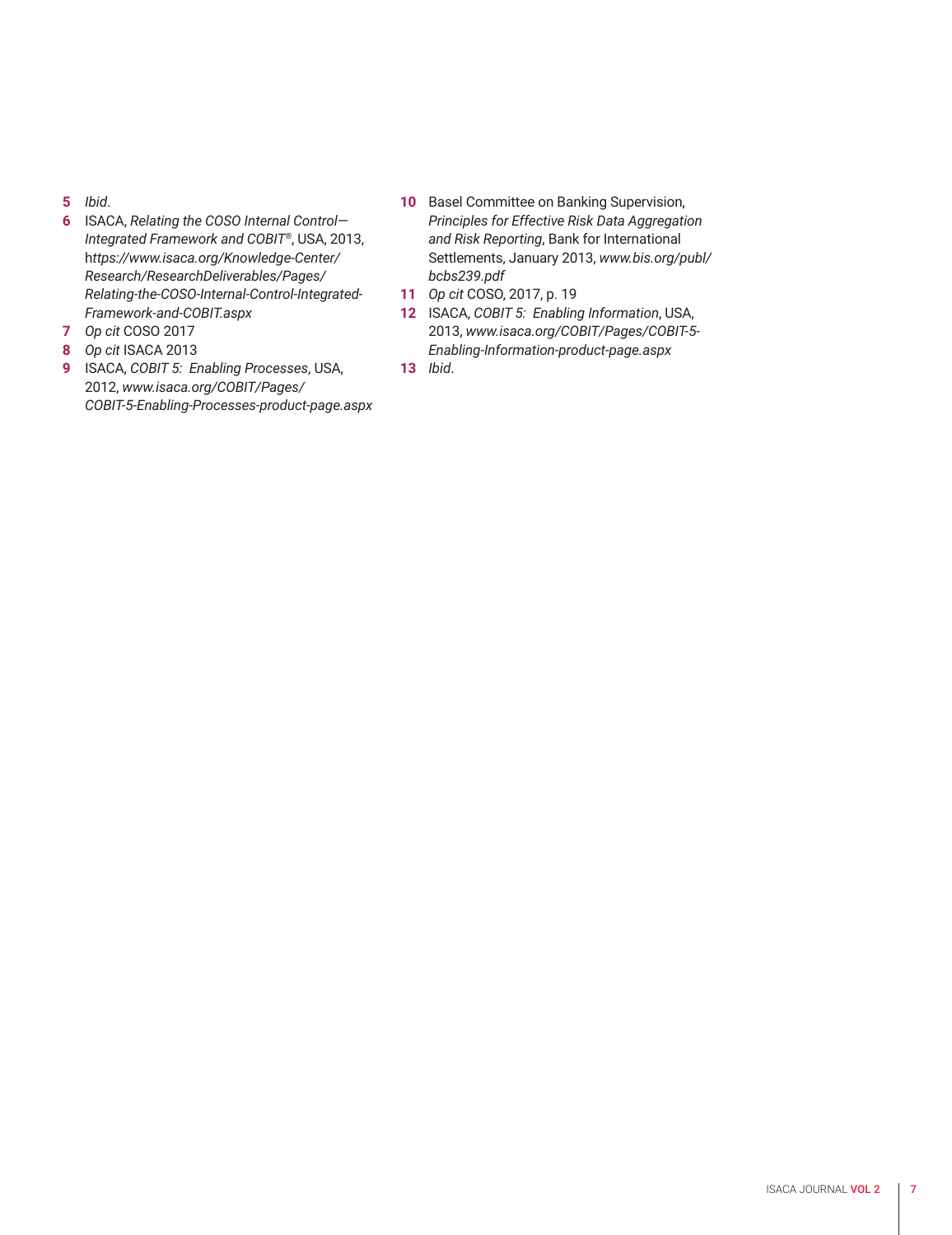5. *Ibid*.
6. ISACA, *Relating the COSO Internal Control—Integrated Framework and COBIT®*, USA, 2013, h*ttps://www.isaca.org/Knowledge-Center/Research/ResearchDeliverables/Pages/Relating-the-COSO-Internal-Control-Integrated-Framework-and-COBIT.aspx*
7. *Op cit* COSO 2017
8. *Op cit* ISACA 2013
9. ISACA, *COBIT 5: Enabling Processes*, USA, 2012, *www.isaca.org/COBIT/Pages/COBIT-5-Enabling-Processes-product-page.aspx*
10. Basel Committee on Banking Supervision, *Principles for Effective Risk Data Aggregation and Risk Reporting*, Bank for International Settlements, January 2013, *www.bis.org/publ/bcbs239.pdf*
11. *Op cit* COSO, 2017, p. 19
12. ISACA, *COBIT 5: Enabling Information*, USA, 2013, *www.isaca.org/COBIT/Pages/COBIT-5-Enabling-Information-product-page.aspx*
13. *Ibid*.